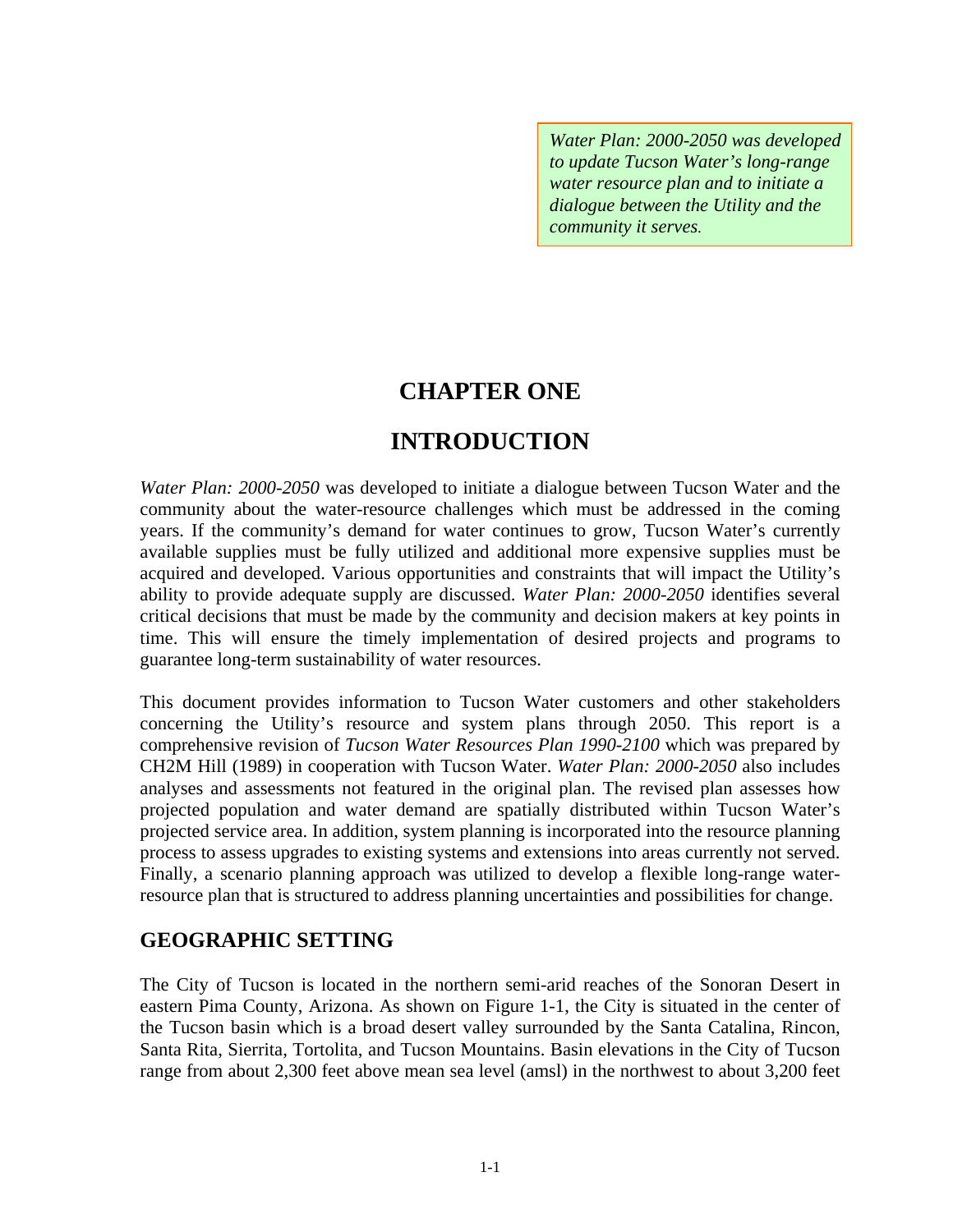*Water Plan: 2000-2050 was developed to update Tucson Water's long-range water resource plan and to initiate a dialogue between the Utility and the community it serves.*

# CHAPTER ONE

# INTRODUCTION

*Water Plan: 2000-2050* was developed to initiate a dialogue between Tucson Water and the community about the water-resource challenges which must be addressed in the coming years. If the community's demand for water continues to grow, Tucson Water's currently available supplies must be fully utilized and additional more expensive supplies must be acquired and developed. Various opportunities and constraints that will impact the Utility's ability to provide adequate supply are discussed. *Water Plan: 2000-2050* identifies several critical decisions that must be made by the community and decision makers at key points in time. This will ensure the timely implementation of desired projects and programs to guarantee long-term sustainability of water resources.

This document provides information to Tucson Water customers and other stakeholders concerning the Utility's resource and system plans through 2050. This report is a comprehensive revision of *Tucson Water Resources Plan 1990-2100* which was prepared by CH2M Hill (1989) in cooperation with Tucson Water. *Water Plan: 2000-2050* also includes analyses and assessments not featured in the original plan. The revised plan assesses how projected population and water demand are spatially distributed within Tucson Water's projected service area. In addition, system planning is incorporated into the resource planning process to assess upgrades to existing systems and extensions into areas currently not served. Finally, a scenario planning approach was utilized to develop a flexible long-range water-resource plan that is structured to address planning uncertainties and possibilities for change.

## GEOGRAPHIC SETTING

The City of Tucson is located in the northern semi-arid reaches of the Sonoran Desert in eastern Pima County, Arizona. As shown on Figure 1-1, the City is situated in the center of the Tucson basin which is a broad desert valley surrounded by the Santa Catalina, Rincon, Santa Rita, Sierrita, Tortolita, and Tucson Mountains. Basin elevations in the City of Tucson range from about 2,300 feet above mean sea level (amsl) in the northwest to about 3,200 feet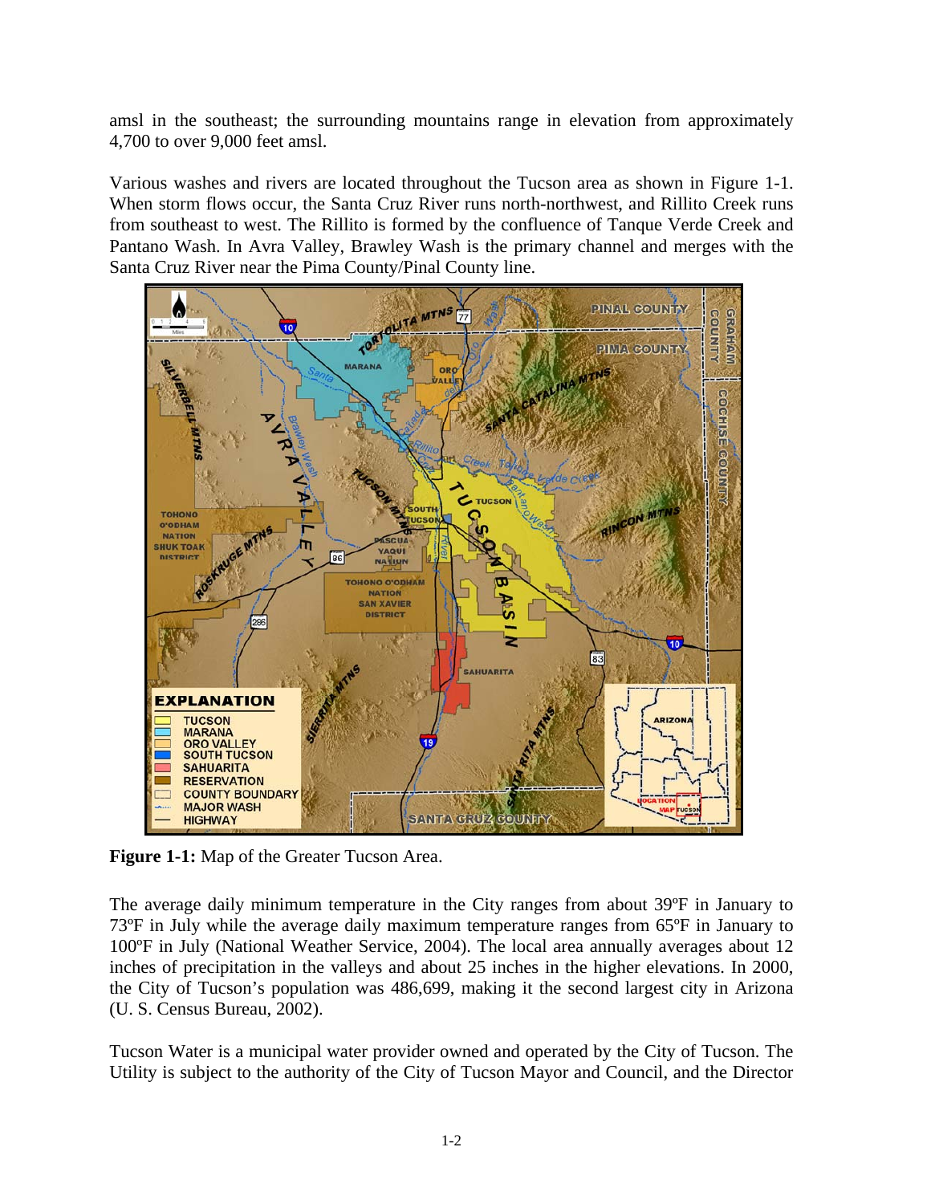amsl in the southeast; the surrounding mountains range in elevation from approximately 4,700 to over 9,000 feet amsl.

Various washes and rivers are located throughout the Tucson area as shown in Figure 1-1. When storm flows occur, the Santa Cruz River runs north-northwest, and Rillito Creek runs from southeast to west. The Rillito is formed by the confluence of Tanque Verde Creek and Pantano Wash. In Avra Valley, Brawley Wash is the primary channel and merges with the Santa Cruz River near the Pima County/Pinal County line.

**Figure 1-1:** Map of the Greater Tucson Area.

The average daily minimum temperature in the City ranges from about 39ºF in January to 73ºF in July while the average daily maximum temperature ranges from 65ºF in January to 100ºF in July (National Weather Service, 2004). The local area annually averages about 12 inches of precipitation in the valleys and about 25 inches in the higher elevations. In 2000, the City of Tucson's population was 486,699, making it the second largest city in Arizona (U. S. Census Bureau, 2002).

Tucson Water is a municipal water provider owned and operated by the City of Tucson. The Utility is subject to the authority of the City of Tucson Mayor and Council, and the Director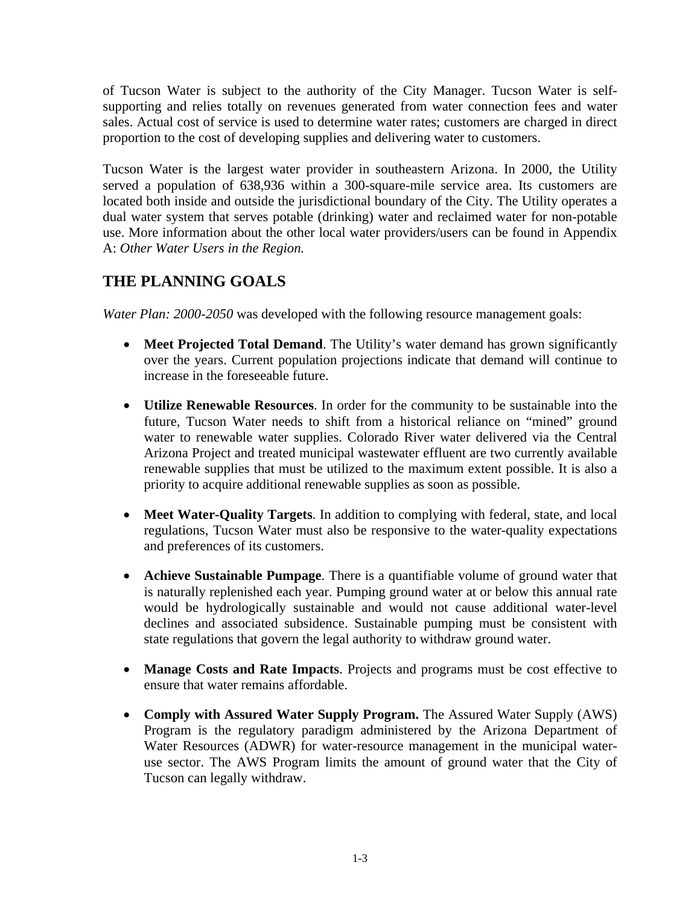of Tucson Water is subject to the authority of the City Manager. Tucson Water is self-supporting and relies totally on revenues generated from water connection fees and water sales. Actual cost of service is used to determine water rates; customers are charged in direct proportion to the cost of developing supplies and delivering water to customers.

Tucson Water is the largest water provider in southeastern Arizona. In 2000, the Utility served a population of 638,936 within a 300-square-mile service area. Its customers are located both inside and outside the jurisdictional boundary of the City. The Utility operates a dual water system that serves potable (drinking) water and reclaimed water for non-potable use. More information about the other local water providers/users can be found in Appendix A: *Other Water Users in the Region.*

## THE PLANNING GOALS

*Water Plan: 2000-2050* was developed with the following resource management goals:

- **Meet Projected Total Demand**. The Utility's water demand has grown significantly over the years. Current population projections indicate that demand will continue to increase in the foreseeable future.

- **Utilize Renewable Resources**. In order for the community to be sustainable into the future, Tucson Water needs to shift from a historical reliance on "mined" ground water to renewable water supplies. Colorado River water delivered via the Central Arizona Project and treated municipal wastewater effluent are two currently available renewable supplies that must be utilized to the maximum extent possible. It is also a priority to acquire additional renewable supplies as soon as possible.

- **Meet Water-Quality Targets**. In addition to complying with federal, state, and local regulations, Tucson Water must also be responsive to the water-quality expectations and preferences of its customers.

- **Achieve Sustainable Pumpage**. There is a quantifiable volume of ground water that is naturally replenished each year. Pumping ground water at or below this annual rate would be hydrologically sustainable and would not cause additional water-level declines and associated subsidence. Sustainable pumping must be consistent with state regulations that govern the legal authority to withdraw ground water.

- **Manage Costs and Rate Impacts**. Projects and programs must be cost effective to ensure that water remains affordable.

- **Comply with Assured Water Supply Program.** The Assured Water Supply (AWS) Program is the regulatory paradigm administered by the Arizona Department of Water Resources (ADWR) for water-resource management in the municipal water-use sector. The AWS Program limits the amount of ground water that the City of Tucson can legally withdraw.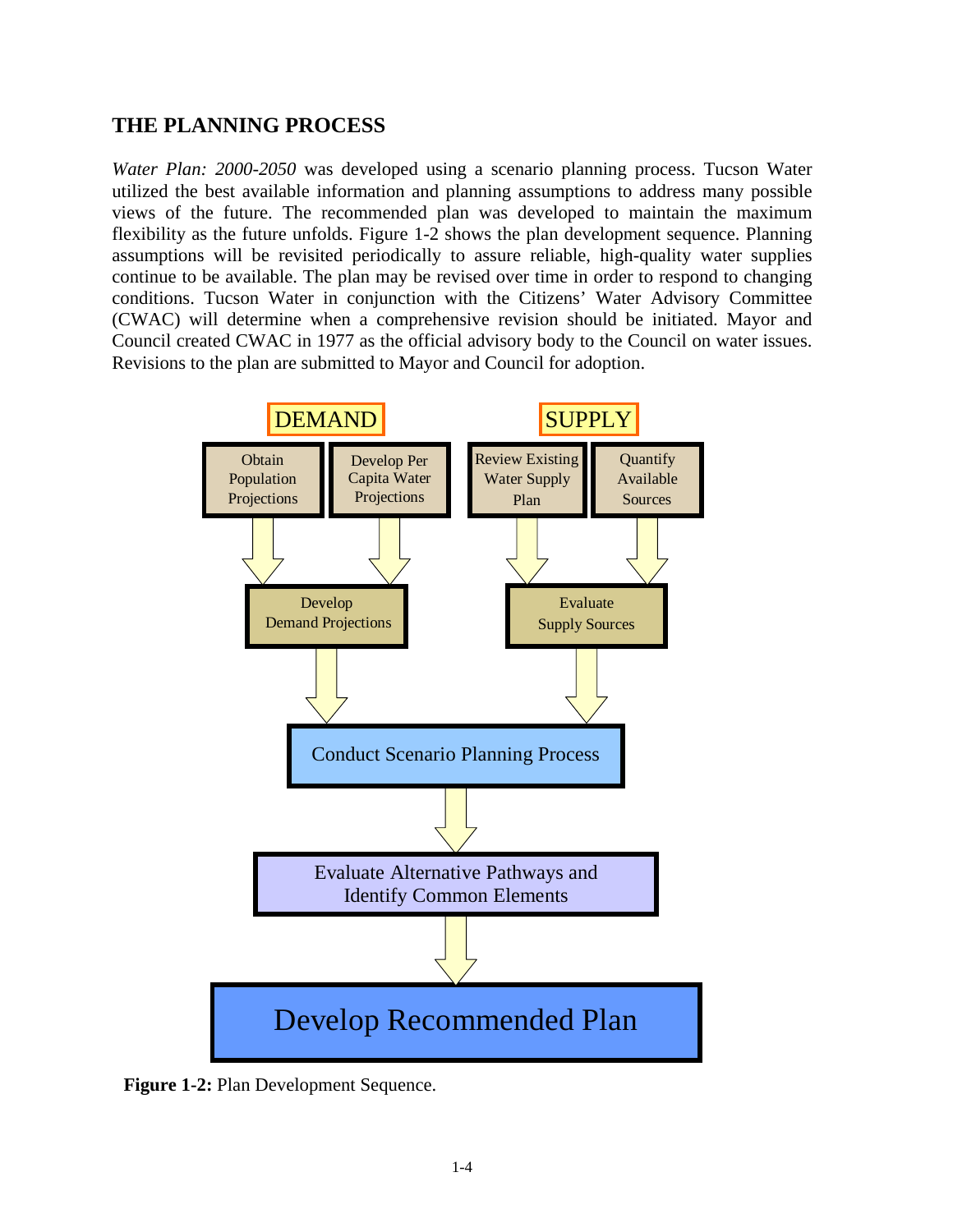## THE PLANNING PROCESS

*Water Plan: 2000-2050* was developed using a scenario planning process. Tucson Water utilized the best available information and planning assumptions to address many possible views of the future. The recommended plan was developed to maintain the maximum flexibility as the future unfolds. Figure 1-2 shows the plan development sequence. Planning assumptions will be revisited periodically to assure reliable, high-quality water supplies continue to be available. The plan may be revised over time in order to respond to changing conditions. Tucson Water in conjunction with the Citizens' Water Advisory Committee (CWAC) will determine when a comprehensive revision should be initiated. Mayor and Council created CWAC in 1977 as the official advisory body to the Council on water issues. Revisions to the plan are submitted to Mayor and Council for adoption.

DEMAND

- Obtain Population Projections
- Develop Per Capita Water Projections

→ Develop Demand Projections

SUPPLY

- Review Existing Water Supply Plan
- Quantify Available Sources

→ Evaluate Supply Sources

→ Conduct Scenario Planning Process

→ Evaluate Alternative Pathways and Identify Common Elements

→ Develop Recommended Plan

**Figure 1-2:** Plan Development Sequence.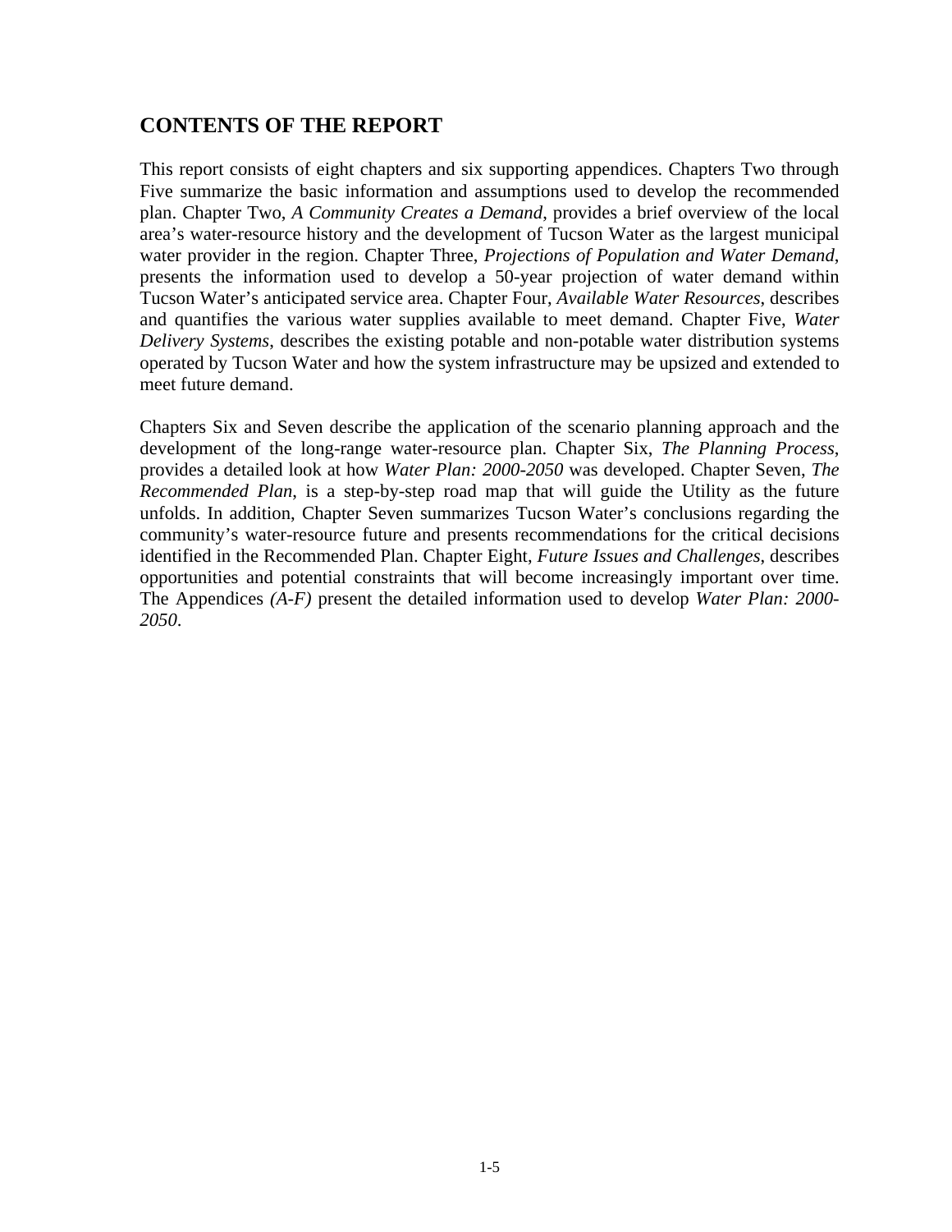## CONTENTS OF THE REPORT

This report consists of eight chapters and six supporting appendices. Chapters Two through Five summarize the basic information and assumptions used to develop the recommended plan. Chapter Two, *A Community Creates a Demand*, provides a brief overview of the local area's water-resource history and the development of Tucson Water as the largest municipal water provider in the region. Chapter Three, *Projections of Population and Water Demand*, presents the information used to develop a 50-year projection of water demand within Tucson Water's anticipated service area. Chapter Four, *Available Water Resources*, describes and quantifies the various water supplies available to meet demand. Chapter Five, *Water Delivery Systems*, describes the existing potable and non-potable water distribution systems operated by Tucson Water and how the system infrastructure may be upsized and extended to meet future demand.

Chapters Six and Seven describe the application of the scenario planning approach and the development of the long-range water-resource plan. Chapter Six, *The Planning Process*, provides a detailed look at how *Water Plan: 2000-2050* was developed. Chapter Seven, *The Recommended Plan*, is a step-by-step road map that will guide the Utility as the future unfolds. In addition, Chapter Seven summarizes Tucson Water's conclusions regarding the community's water-resource future and presents recommendations for the critical decisions identified in the Recommended Plan. Chapter Eight, *Future Issues and Challenges*, describes opportunities and potential constraints that will become increasingly important over time. The Appendices *(A-F)* present the detailed information used to develop *Water Plan: 2000-2050*.